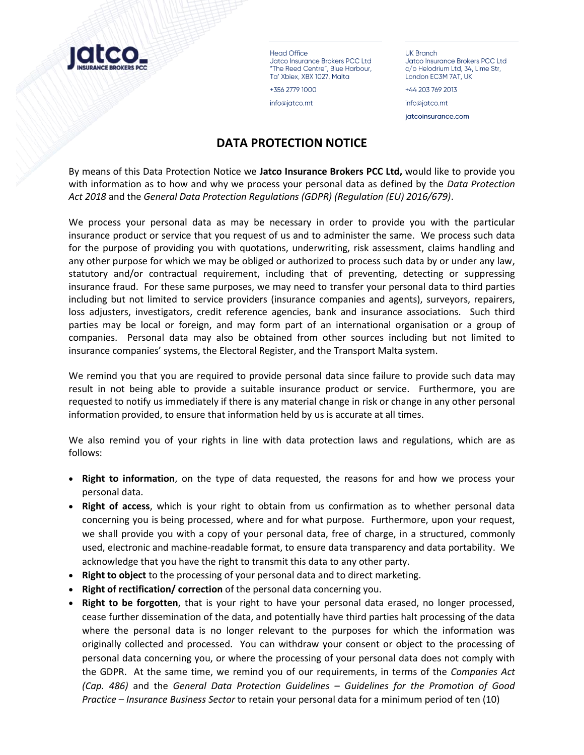jatco INSURANCE BROKERS PCC

Head Office
Jatco Insurance Brokers PCC Ltd
"The Reed Centre", Blue Harbour,
Ta' Xbiex, XBX 1027, Malta
+356 2779 1000
info@jatco.mt

UK Branch
Jatco Insurance Brokers PCC Ltd
c/o Helodrium Ltd, 34, Lime Str,
London EC3M 7AT, UK
+44 203 769 2013
info@jatco.mt
jatcoinsurance.com

# DATA PROTECTION NOTICE

By means of this Data Protection Notice we **Jatco Insurance Brokers PCC Ltd,** would like to provide you with information as to how and why we process your personal data as defined by the *Data Protection Act 2018* and the *General Data Protection Regulations (GDPR) (Regulation (EU) 2016/679)*.

We process your personal data as may be necessary in order to provide you with the particular insurance product or service that you request of us and to administer the same. We process such data for the purpose of providing you with quotations, underwriting, risk assessment, claims handling and any other purpose for which we may be obliged or authorized to process such data by or under any law, statutory and/or contractual requirement, including that of preventing, detecting or suppressing insurance fraud. For these same purposes, we may need to transfer your personal data to third parties including but not limited to service providers (insurance companies and agents), surveyors, repairers, loss adjusters, investigators, credit reference agencies, bank and insurance associations. Such third parties may be local or foreign, and may form part of an international organisation or a group of companies. Personal data may also be obtained from other sources including but not limited to insurance companies' systems, the Electoral Register, and the Transport Malta system.

We remind you that you are required to provide personal data since failure to provide such data may result in not being able to provide a suitable insurance product or service. Furthermore, you are requested to notify us immediately if there is any material change in risk or change in any other personal information provided, to ensure that information held by us is accurate at all times.

We also remind you of your rights in line with data protection laws and regulations, which are as follows:

- **Right to information**, on the type of data requested, the reasons for and how we process your personal data.
- **Right of access**, which is your right to obtain from us confirmation as to whether personal data concerning you is being processed, where and for what purpose. Furthermore, upon your request, we shall provide you with a copy of your personal data, free of charge, in a structured, commonly used, electronic and machine-readable format, to ensure data transparency and data portability. We acknowledge that you have the right to transmit this data to any other party.
- **Right to object** to the processing of your personal data and to direct marketing.
- **Right of rectification/ correction** of the personal data concerning you.
- **Right to be forgotten**, that is your right to have your personal data erased, no longer processed, cease further dissemination of the data, and potentially have third parties halt processing of the data where the personal data is no longer relevant to the purposes for which the information was originally collected and processed. You can withdraw your consent or object to the processing of personal data concerning you, or where the processing of your personal data does not comply with the GDPR. At the same time, we remind you of our requirements, in terms of the *Companies Act (Cap. 486)* and the *General Data Protection Guidelines – Guidelines for the Promotion of Good Practice – Insurance Business Sector* to retain your personal data for a minimum period of ten (10)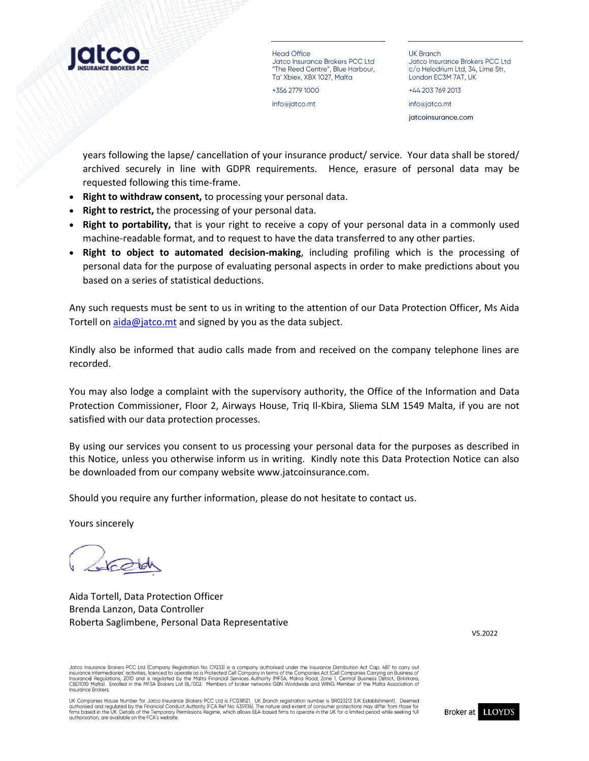years following the lapse/ cancellation of your insurance product/ service. Your data shall be stored/ archived securely in line with GDPR requirements. Hence, erasure of personal data may be requested following this time-frame.

- **Right to withdraw consent,** to processing your personal data.
- **Right to restrict,** the processing of your personal data.
- **Right to portability,** that is your right to receive a copy of your personal data in a commonly used machine-readable format, and to request to have the data transferred to any other parties.
- **Right to object to automated decision-making**, including profiling which is the processing of personal data for the purpose of evaluating personal aspects in order to make predictions about you based on a series of statistical deductions.

Any such requests must be sent to us in writing to the attention of our Data Protection Officer, Ms Aida Tortell on aida@jatco.mt and signed by you as the data subject.

Kindly also be informed that audio calls made from and received on the company telephone lines are recorded.

You may also lodge a complaint with the supervisory authority, the Office of the Information and Data Protection Commissioner, Floor 2, Airways House, Triq Il-Kbira, Sliema SLM 1549 Malta, if you are not satisfied with our data protection processes.

By using our services you consent to us processing your personal data for the purposes as described in this Notice, unless you otherwise inform us in writing. Kindly note this Data Protection Notice can also be downloaded from our company website www.jatcoinsurance.com.

Should you require any further information, please do not hesitate to contact us.

Yours sincerely

Aida Tortell, Data Protection Officer
Brenda Lanzon, Data Controller
Roberta Saglimbene, Personal Data Representative

V5.2022